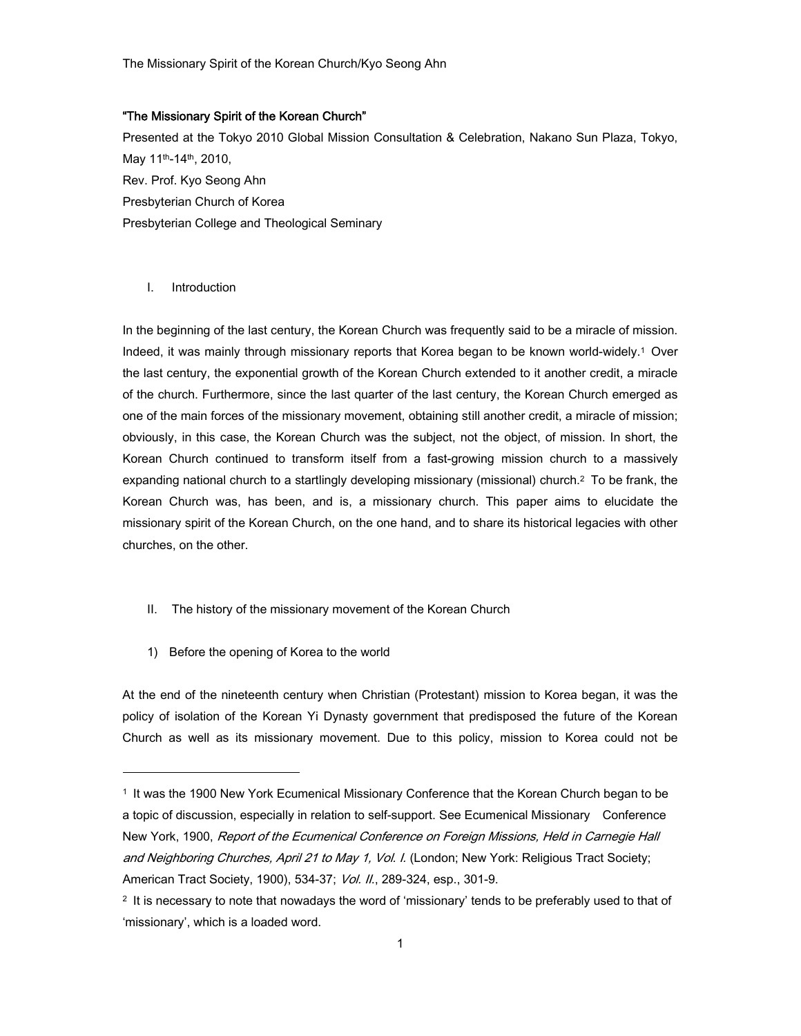"The Missionary Spirit of the Korean Church"

Presented at the Tokyo 2010 Global Mission Consultation & Celebration, Nakano Sun Plaza, Tokyo, May 11th-14th, 2010,

Rev. Prof. Kyo Seong Ahn

Presbyterian Church of Korea

Presbyterian College and Theological Seminary

## I. Introduction

In the beginning of the last century, the Korean Church was frequently said to be a miracle of mission. Indeed, it was mainly through missionary reports that Korea began to be known world-widely.[1] Over the last century, the exponential growth of the Korean Church extended to it another credit, a miracle of the church. Furthermore, since the last quarter of the last century, the Korean Church emerged as one of the main forces of the missionary movement, obtaining still another credit, a miracle of mission; obviously, in this case, the Korean Church was the subject, not the object, of mission. In short, the Korean Church continued to transform itself from a fast-growing mission church to a massively expanding national church to a startlingly developing missionary (missional) church.[2] To be frank, the Korean Church was, has been, and is, a missionary church. This paper aims to elucidate the missionary spirit of the Korean Church, on the one hand, and to share its historical legacies with other churches, on the other.

## II. The history of the missionary movement of the Korean Church

### 1) Before the opening of Korea to the world

At the end of the nineteenth century when Christian (Protestant) mission to Korea began, it was the policy of isolation of the Korean Yi Dynasty government that predisposed the future of the Korean Church as well as its missionary movement. Due to this policy, mission to Korea could not be

---

[1] It was the 1900 New York Ecumenical Missionary Conference that the Korean Church began to be a topic of discussion, especially in relation to self-support. See Ecumenical Missionary Conference New York, 1900, *Report of the Ecumenical Conference on Foreign Missions, Held in Carnegie Hall and Neighboring Churches, April 21 to May 1, Vol. I.* (London; New York: Religious Tract Society; American Tract Society, 1900), 534-37; *Vol. II.*, 289-324, esp., 301-9.

[2] It is necessary to note that nowadays the word of 'missionary' tends to be preferably used to that of 'missionary', which is a loaded word.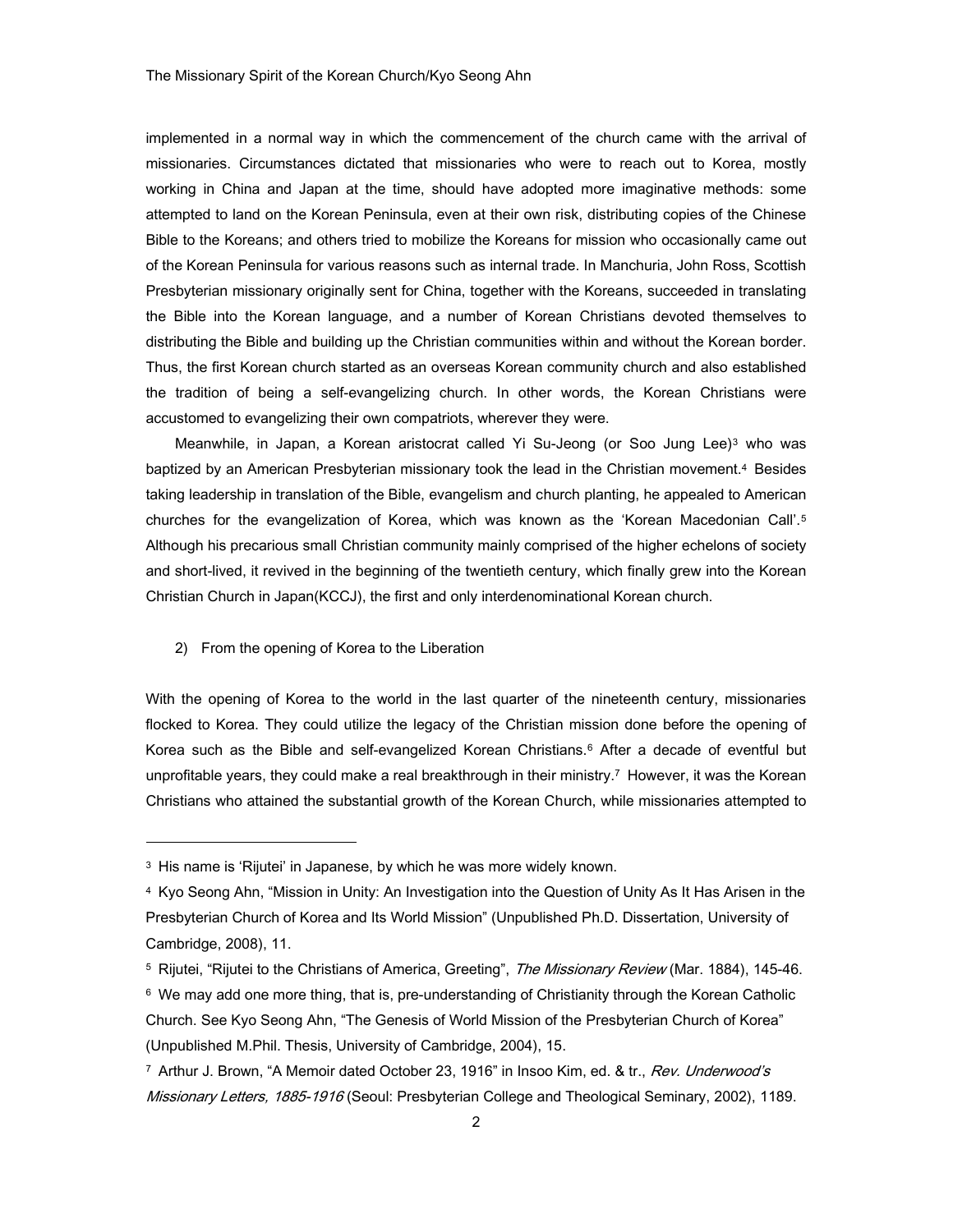implemented in a normal way in which the commencement of the church came with the arrival of missionaries. Circumstances dictated that missionaries who were to reach out to Korea, mostly working in China and Japan at the time, should have adopted more imaginative methods: some attempted to land on the Korean Peninsula, even at their own risk, distributing copies of the Chinese Bible to the Koreans; and others tried to mobilize the Koreans for mission who occasionally came out of the Korean Peninsula for various reasons such as internal trade. In Manchuria, John Ross, Scottish Presbyterian missionary originally sent for China, together with the Koreans, succeeded in translating the Bible into the Korean language, and a number of Korean Christians devoted themselves to distributing the Bible and building up the Christian communities within and without the Korean border. Thus, the first Korean church started as an overseas Korean community church and also established the tradition of being a self-evangelizing church. In other words, the Korean Christians were accustomed to evangelizing their own compatriots, wherever they were.

Meanwhile, in Japan, a Korean aristocrat called Yi Su-Jeong (or Soo Jung Lee)[3] who was baptized by an American Presbyterian missionary took the lead in the Christian movement.[4] Besides taking leadership in translation of the Bible, evangelism and church planting, he appealed to American churches for the evangelization of Korea, which was known as the 'Korean Macedonian Call'.[5] Although his precarious small Christian community mainly comprised of the higher echelons of society and short-lived, it revived in the beginning of the twentieth century, which finally grew into the Korean Christian Church in Japan(KCCJ), the first and only interdenominational Korean church.

2) From the opening of Korea to the Liberation

With the opening of Korea to the world in the last quarter of the nineteenth century, missionaries flocked to Korea. They could utilize the legacy of the Christian mission done before the opening of Korea such as the Bible and self-evangelized Korean Christians.[6] After a decade of eventful but unprofitable years, they could make a real breakthrough in their ministry.[7] However, it was the Korean Christians who attained the substantial growth of the Korean Church, while missionaries attempted to

---

[3] His name is 'Rijutei' in Japanese, by which he was more widely known.

[4] Kyo Seong Ahn, "Mission in Unity: An Investigation into the Question of Unity As It Has Arisen in the Presbyterian Church of Korea and Its World Mission" (Unpublished Ph.D. Dissertation, University of Cambridge, 2008), 11.

[5] Rijutei, "Rijutei to the Christians of America, Greeting", *The Missionary Review* (Mar. 1884), 145-46.

[6] We may add one more thing, that is, pre-understanding of Christianity through the Korean Catholic Church. See Kyo Seong Ahn, "The Genesis of World Mission of the Presbyterian Church of Korea" (Unpublished M.Phil. Thesis, University of Cambridge, 2004), 15.

[7] Arthur J. Brown, "A Memoir dated October 23, 1916" in Insoo Kim, ed. & tr., *Rev. Underwood's Missionary Letters, 1885-1916* (Seoul: Presbyterian College and Theological Seminary, 2002), 1189.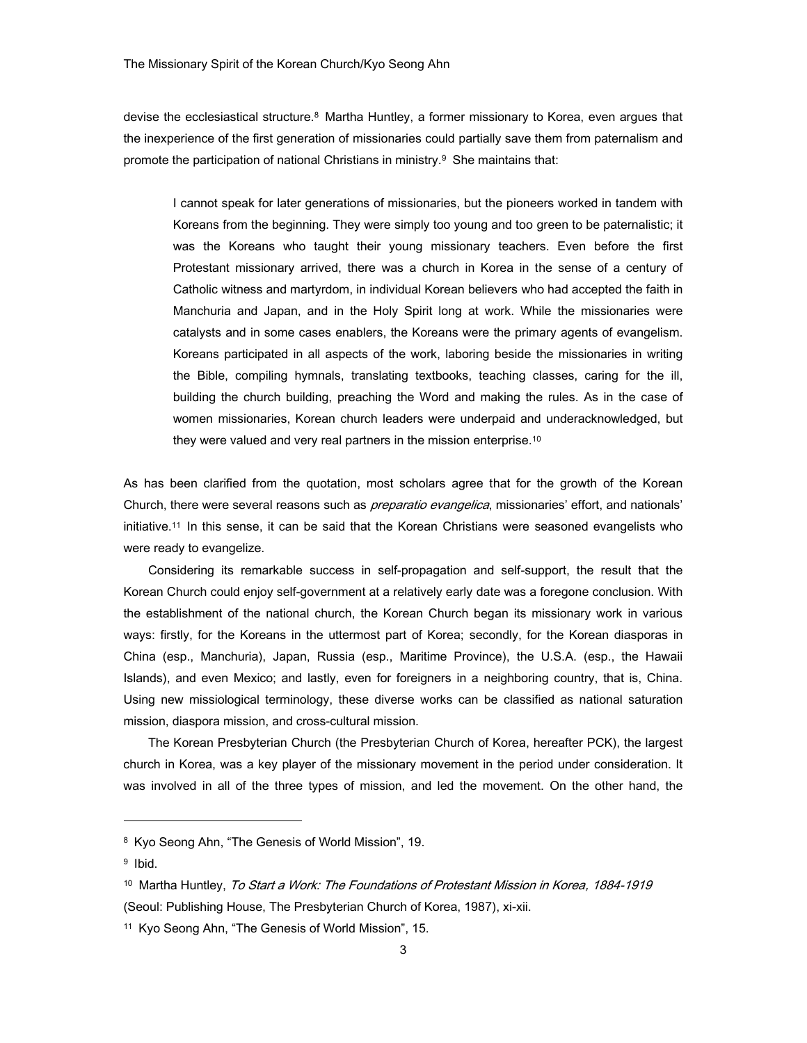devise the ecclesiastical structure.[8] Martha Huntley, a former missionary to Korea, even argues that the inexperience of the first generation of missionaries could partially save them from paternalism and promote the participation of national Christians in ministry.[9] She maintains that:

> I cannot speak for later generations of missionaries, but the pioneers worked in tandem with Koreans from the beginning. They were simply too young and too green to be paternalistic; it was the Koreans who taught their young missionary teachers. Even before the first Protestant missionary arrived, there was a church in Korea in the sense of a century of Catholic witness and martyrdom, in individual Korean believers who had accepted the faith in Manchuria and Japan, and in the Holy Spirit long at work. While the missionaries were catalysts and in some cases enablers, the Koreans were the primary agents of evangelism. Koreans participated in all aspects of the work, laboring beside the missionaries in writing the Bible, compiling hymnals, translating textbooks, teaching classes, caring for the ill, building the church building, preaching the Word and making the rules. As in the case of women missionaries, Korean church leaders were underpaid and underacknowledged, but they were valued and very real partners in the mission enterprise.[10]

As has been clarified from the quotation, most scholars agree that for the growth of the Korean Church, there were several reasons such as *preparatio evangelica*, missionaries' effort, and nationals' initiative.[11] In this sense, it can be said that the Korean Christians were seasoned evangelists who were ready to evangelize.

Considering its remarkable success in self-propagation and self-support, the result that the Korean Church could enjoy self-government at a relatively early date was a foregone conclusion. With the establishment of the national church, the Korean Church began its missionary work in various ways: firstly, for the Koreans in the uttermost part of Korea; secondly, for the Korean diasporas in China (esp., Manchuria), Japan, Russia (esp., Maritime Province), the U.S.A. (esp., the Hawaii Islands), and even Mexico; and lastly, even for foreigners in a neighboring country, that is, China. Using new missiological terminology, these diverse works can be classified as national saturation mission, diaspora mission, and cross-cultural mission.

The Korean Presbyterian Church (the Presbyterian Church of Korea, hereafter PCK), the largest church in Korea, was a key player of the missionary movement in the period under consideration. It was involved in all of the three types of mission, and led the movement. On the other hand, the

---

[8] Kyo Seong Ahn, "The Genesis of World Mission", 19.

[9] Ibid.

[10] Martha Huntley, *To Start a Work: The Foundations of Protestant Mission in Korea, 1884-1919* (Seoul: Publishing House, The Presbyterian Church of Korea, 1987), xi-xii.

[11] Kyo Seong Ahn, "The Genesis of World Mission", 15.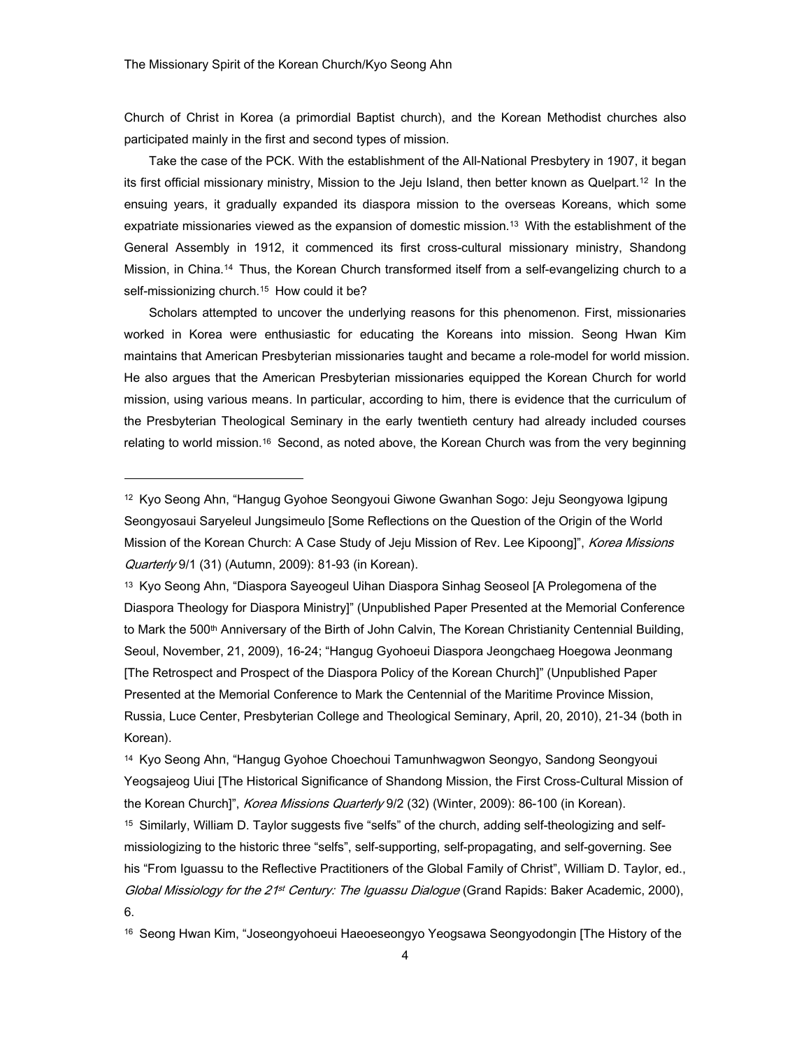Church of Christ in Korea (a primordial Baptist church), and the Korean Methodist churches also participated mainly in the first and second types of mission.

Take the case of the PCK. With the establishment of the All-National Presbytery in 1907, it began its first official missionary ministry, Mission to the Jeju Island, then better known as Quelpart.[12] In the ensuing years, it gradually expanded its diaspora mission to the overseas Koreans, which some expatriate missionaries viewed as the expansion of domestic mission.[13] With the establishment of the General Assembly in 1912, it commenced its first cross-cultural missionary ministry, Shandong Mission, in China.[14] Thus, the Korean Church transformed itself from a self-evangelizing church to a self-missionizing church.[15] How could it be?

Scholars attempted to uncover the underlying reasons for this phenomenon. First, missionaries worked in Korea were enthusiastic for educating the Koreans into mission. Seong Hwan Kim maintains that American Presbyterian missionaries taught and became a role-model for world mission. He also argues that the American Presbyterian missionaries equipped the Korean Church for world mission, using various means. In particular, according to him, there is evidence that the curriculum of the Presbyterian Theological Seminary in the early twentieth century had already included courses relating to world mission.[16] Second, as noted above, the Korean Church was from the very beginning

---

[12] Kyo Seong Ahn, "Hangug Gyohoe Seongyoui Giwone Gwanhan Sogo: Jeju Seongyowa Igipung Seongyosaui Saryeleul Jungsimeulo [Some Reflections on the Question of the Origin of the World Mission of the Korean Church: A Case Study of Jeju Mission of Rev. Lee Kipoong]", *Korea Missions Quarterly* 9/1 (31) (Autumn, 2009): 81-93 (in Korean).

[13] Kyo Seong Ahn, "Diaspora Sayeogeul Uihan Diaspora Sinhag Seoseol [A Prolegomena of the Diaspora Theology for Diaspora Ministry]" (Unpublished Paper Presented at the Memorial Conference to Mark the 500th Anniversary of the Birth of John Calvin, The Korean Christianity Centennial Building, Seoul, November, 21, 2009), 16-24; "Hangug Gyohoeui Diaspora Jeongchaeg Hoegowa Jeonmang [The Retrospect and Prospect of the Diaspora Policy of the Korean Church]" (Unpublished Paper Presented at the Memorial Conference to Mark the Centennial of the Maritime Province Mission, Russia, Luce Center, Presbyterian College and Theological Seminary, April, 20, 2010), 21-34 (both in Korean).

[14] Kyo Seong Ahn, "Hangug Gyohoe Choechoui Tamunhwagwon Seongyo, Sandong Seongyoui Yeogsajeog Uiui [The Historical Significance of Shandong Mission, the First Cross-Cultural Mission of the Korean Church]", *Korea Missions Quarterly* 9/2 (32) (Winter, 2009): 86-100 (in Korean).

[15] Similarly, William D. Taylor suggests five "selfs" of the church, adding self-theologizing and self-missiologizing to the historic three "selfs", self-supporting, self-propagating, and self-governing. See his "From Iguassu to the Reflective Practitioners of the Global Family of Christ", William D. Taylor, ed., *Global Missiology for the 21st Century: The Iguassu Dialogue* (Grand Rapids: Baker Academic, 2000), 6.

[16] Seong Hwan Kim, "Joseongyohoeui Haeoeseongyo Yeogsawa Seongyodongin [The History of the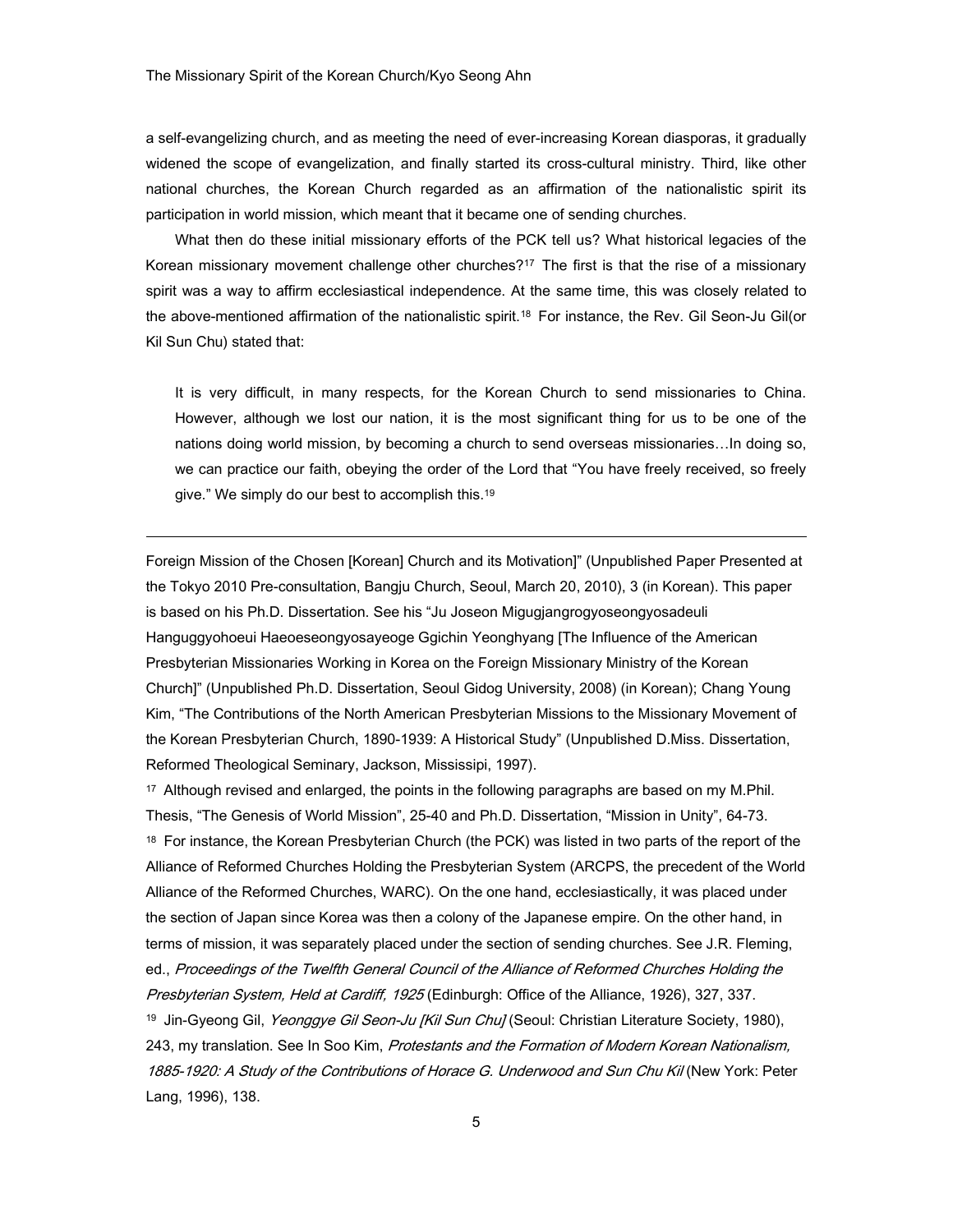a self-evangelizing church, and as meeting the need of ever-increasing Korean diasporas, it gradually widened the scope of evangelization, and finally started its cross-cultural ministry. Third, like other national churches, the Korean Church regarded as an affirmation of the nationalistic spirit its participation in world mission, which meant that it became one of sending churches.

What then do these initial missionary efforts of the PCK tell us? What historical legacies of the Korean missionary movement challenge other churches?[17] The first is that the rise of a missionary spirit was a way to affirm ecclesiastical independence. At the same time, this was closely related to the above-mentioned affirmation of the nationalistic spirit.[18] For instance, the Rev. Gil Seon-Ju Gil(or Kil Sun Chu) stated that:

> It is very difficult, in many respects, for the Korean Church to send missionaries to China. However, although we lost our nation, it is the most significant thing for us to be one of the nations doing world mission, by becoming a church to send overseas missionaries…In doing so, we can practice our faith, obeying the order of the Lord that "You have freely received, so freely give." We simply do our best to accomplish this.[19]

---

Foreign Mission of the Chosen [Korean] Church and its Motivation]" (Unpublished Paper Presented at the Tokyo 2010 Pre-consultation, Bangju Church, Seoul, March 20, 2010), 3 (in Korean). This paper is based on his Ph.D. Dissertation. See his "Ju Joseon Migugjangrogyoseongyosadeuli Hanguggyohoeui Haeoeseongyosayeoge Ggichin Yeonghyang [The Influence of the American Presbyterian Missionaries Working in Korea on the Foreign Missionary Ministry of the Korean Church]" (Unpublished Ph.D. Dissertation, Seoul Gidog University, 2008) (in Korean); Chang Young Kim, "The Contributions of the North American Presbyterian Missions to the Missionary Movement of the Korean Presbyterian Church, 1890-1939: A Historical Study" (Unpublished D.Miss. Dissertation, Reformed Theological Seminary, Jackson, Mississipi, 1997).

[17] Although revised and enlarged, the points in the following paragraphs are based on my M.Phil. Thesis, "The Genesis of World Mission", 25-40 and Ph.D. Dissertation, "Mission in Unity", 64-73.

[18] For instance, the Korean Presbyterian Church (the PCK) was listed in two parts of the report of the Alliance of Reformed Churches Holding the Presbyterian System (ARCPS, the precedent of the World Alliance of the Reformed Churches, WARC). On the one hand, ecclesiastically, it was placed under the section of Japan since Korea was then a colony of the Japanese empire. On the other hand, in terms of mission, it was separately placed under the section of sending churches. See J.R. Fleming, ed., *Proceedings of the Twelfth General Council of the Alliance of Reformed Churches Holding the Presbyterian System, Held at Cardiff, 1925* (Edinburgh: Office of the Alliance, 1926), 327, 337.

[19] Jin-Gyeong Gil, *Yeonggye Gil Seon-Ju [Kil Sun Chu]* (Seoul: Christian Literature Society, 1980), 243, my translation. See In Soo Kim, *Protestants and the Formation of Modern Korean Nationalism, 1885-1920: A Study of the Contributions of Horace G. Underwood and Sun Chu Kil* (New York: Peter Lang, 1996), 138.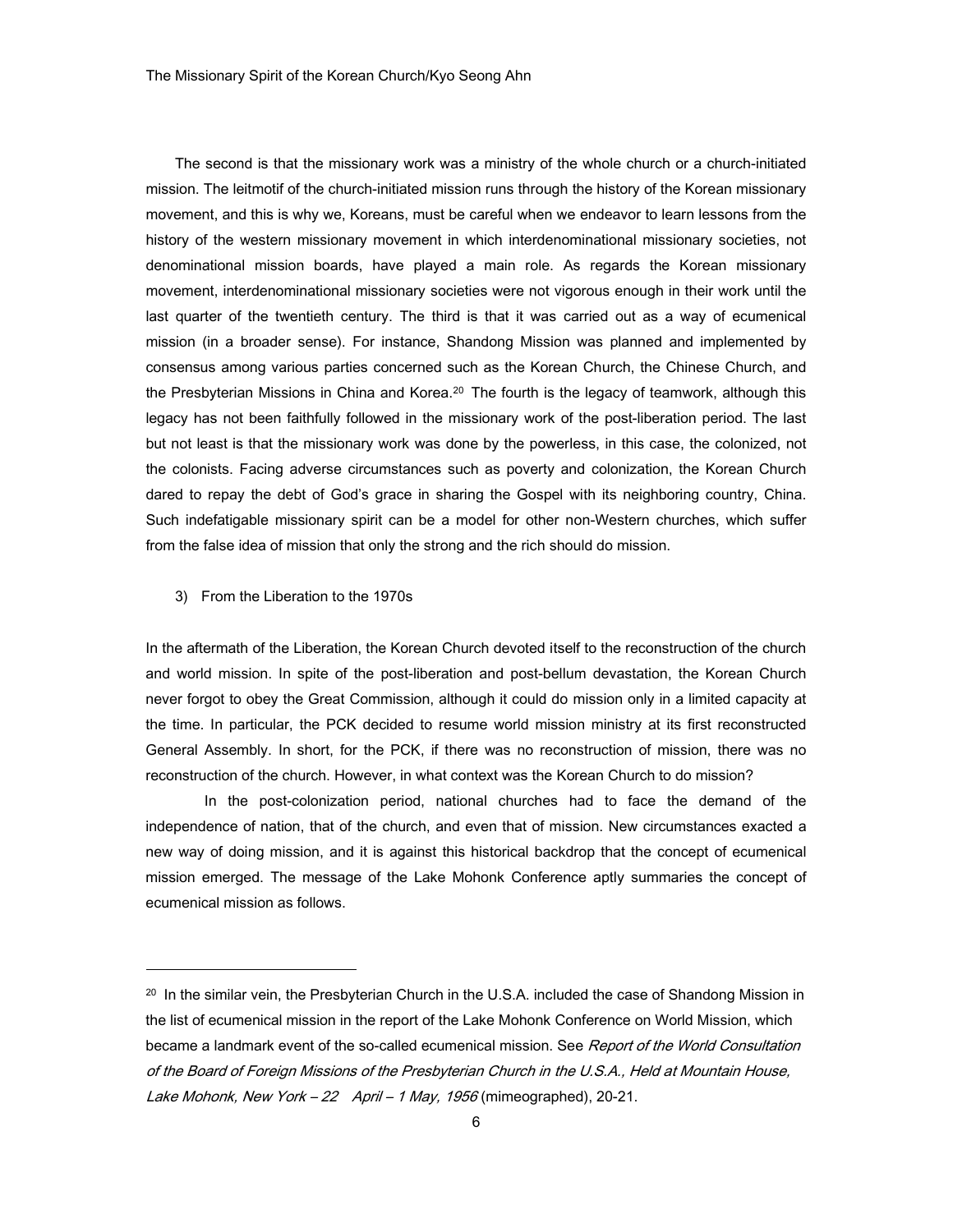The second is that the missionary work was a ministry of the whole church or a church-initiated mission. The leitmotif of the church-initiated mission runs through the history of the Korean missionary movement, and this is why we, Koreans, must be careful when we endeavor to learn lessons from the history of the western missionary movement in which interdenominational missionary societies, not denominational mission boards, have played a main role. As regards the Korean missionary movement, interdenominational missionary societies were not vigorous enough in their work until the last quarter of the twentieth century. The third is that it was carried out as a way of ecumenical mission (in a broader sense). For instance, Shandong Mission was planned and implemented by consensus among various parties concerned such as the Korean Church, the Chinese Church, and the Presbyterian Missions in China and Korea.[20] The fourth is the legacy of teamwork, although this legacy has not been faithfully followed in the missionary work of the post-liberation period. The last but not least is that the missionary work was done by the powerless, in this case, the colonized, not the colonists. Facing adverse circumstances such as poverty and colonization, the Korean Church dared to repay the debt of God's grace in sharing the Gospel with its neighboring country, China. Such indefatigable missionary spirit can be a model for other non-Western churches, which suffer from the false idea of mission that only the strong and the rich should do mission.

### 3) From the Liberation to the 1970s

In the aftermath of the Liberation, the Korean Church devoted itself to the reconstruction of the church and world mission. In spite of the post-liberation and post-bellum devastation, the Korean Church never forgot to obey the Great Commission, although it could do mission only in a limited capacity at the time. In particular, the PCK decided to resume world mission ministry at its first reconstructed General Assembly. In short, for the PCK, if there was no reconstruction of mission, there was no reconstruction of the church. However, in what context was the Korean Church to do mission?

In the post-colonization period, national churches had to face the demand of the independence of nation, that of the church, and even that of mission. New circumstances exacted a new way of doing mission, and it is against this historical backdrop that the concept of ecumenical mission emerged. The message of the Lake Mohonk Conference aptly summaries the concept of ecumenical mission as follows.

---

[20] In the similar vein, the Presbyterian Church in the U.S.A. included the case of Shandong Mission in the list of ecumenical mission in the report of the Lake Mohonk Conference on World Mission, which became a landmark event of the so-called ecumenical mission. See *Report of the World Consultation of the Board of Foreign Missions of the Presbyterian Church in the U.S.A., Held at Mountain House, Lake Mohonk, New York – 22 April – 1 May, 1956* (mimeographed), 20-21.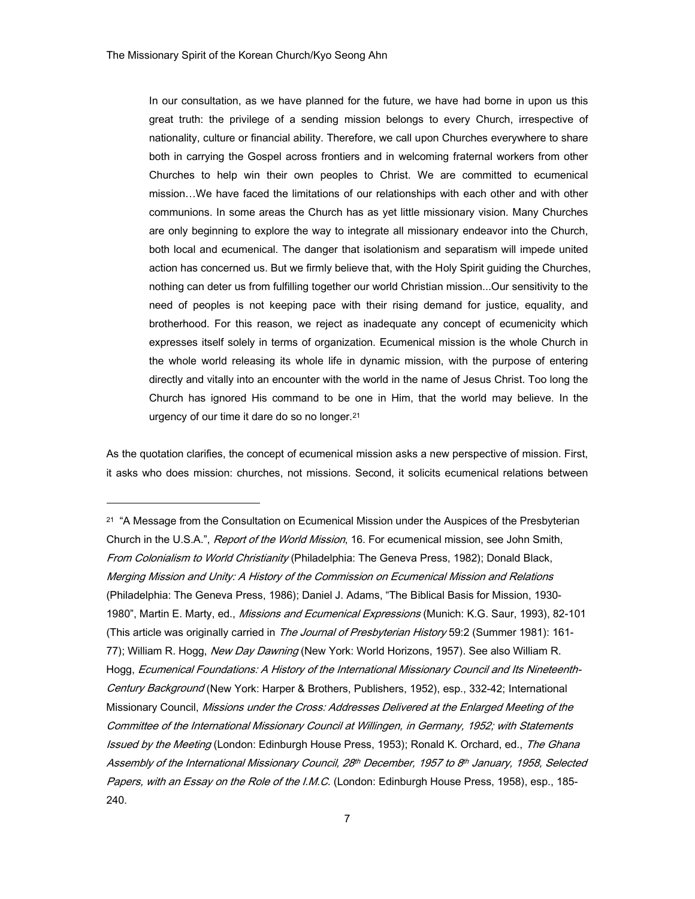> In our consultation, as we have planned for the future, we have had borne in upon us this great truth: the privilege of a sending mission belongs to every Church, irrespective of nationality, culture or financial ability. Therefore, we call upon Churches everywhere to share both in carrying the Gospel across frontiers and in welcoming fraternal workers from other Churches to help win their own peoples to Christ. We are committed to ecumenical mission…We have faced the limitations of our relationships with each other and with other communions. In some areas the Church has as yet little missionary vision. Many Churches are only beginning to explore the way to integrate all missionary endeavor into the Church, both local and ecumenical. The danger that isolationism and separatism will impede united action has concerned us. But we firmly believe that, with the Holy Spirit guiding the Churches, nothing can deter us from fulfilling together our world Christian mission...Our sensitivity to the need of peoples is not keeping pace with their rising demand for justice, equality, and brotherhood. For this reason, we reject as inadequate any concept of ecumenicity which expresses itself solely in terms of organization. Ecumenical mission is the whole Church in the whole world releasing its whole life in dynamic mission, with the purpose of entering directly and vitally into an encounter with the world in the name of Jesus Christ. Too long the Church has ignored His command to be one in Him, that the world may believe. In the urgency of our time it dare do so no longer.[21]

As the quotation clarifies, the concept of ecumenical mission asks a new perspective of mission. First, it asks who does mission: churches, not missions. Second, it solicits ecumenical relations between

---

[21] "A Message from the Consultation on Ecumenical Mission under the Auspices of the Presbyterian Church in the U.S.A.", *Report of the World Mission*, 16. For ecumenical mission, see John Smith, *From Colonialism to World Christianity* (Philadelphia: The Geneva Press, 1982); Donald Black, *Merging Mission and Unity: A History of the Commission on Ecumenical Mission and Relations* (Philadelphia: The Geneva Press, 1986); Daniel J. Adams, "The Biblical Basis for Mission, 1930-1980", Martin E. Marty, ed., *Missions and Ecumenical Expressions* (Munich: K.G. Saur, 1993), 82-101 (This article was originally carried in *The Journal of Presbyterian History* 59:2 (Summer 1981): 161-77); William R. Hogg, *New Day Dawning* (New York: World Horizons, 1957). See also William R. Hogg, *Ecumenical Foundations: A History of the International Missionary Council and Its Nineteenth-Century Background* (New York: Harper & Brothers, Publishers, 1952), esp., 332-42; International Missionary Council, *Missions under the Cross: Addresses Delivered at the Enlarged Meeting of the Committee of the International Missionary Council at Willingen, in Germany, 1952; with Statements Issued by the Meeting* (London: Edinburgh House Press, 1953); Ronald K. Orchard, ed., *The Ghana Assembly of the International Missionary Council, 28th December, 1957 to 8th January, 1958, Selected Papers, with an Essay on the Role of the I.M.C.* (London: Edinburgh House Press, 1958), esp., 185-240.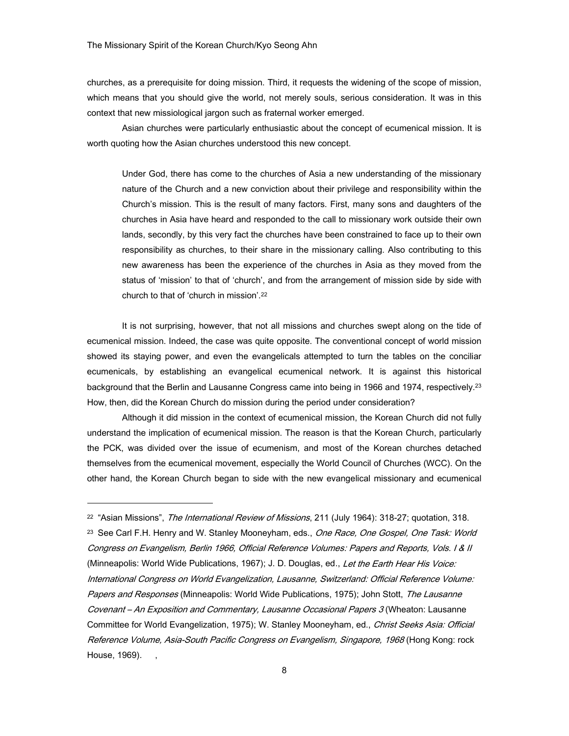churches, as a prerequisite for doing mission. Third, it requests the widening of the scope of mission, which means that you should give the world, not merely souls, serious consideration. It was in this context that new missiological jargon such as fraternal worker emerged.

Asian churches were particularly enthusiastic about the concept of ecumenical mission. It is worth quoting how the Asian churches understood this new concept.

> Under God, there has come to the churches of Asia a new understanding of the missionary nature of the Church and a new conviction about their privilege and responsibility within the Church's mission. This is the result of many factors. First, many sons and daughters of the churches in Asia have heard and responded to the call to missionary work outside their own lands, secondly, by this very fact the churches have been constrained to face up to their own responsibility as churches, to their share in the missionary calling. Also contributing to this new awareness has been the experience of the churches in Asia as they moved from the status of 'mission' to that of 'church', and from the arrangement of mission side by side with church to that of 'church in mission'.[22]

It is not surprising, however, that not all missions and churches swept along on the tide of ecumenical mission. Indeed, the case was quite opposite. The conventional concept of world mission showed its staying power, and even the evangelicals attempted to turn the tables on the conciliar ecumenicals, by establishing an evangelical ecumenical network. It is against this historical background that the Berlin and Lausanne Congress came into being in 1966 and 1974, respectively.[23] How, then, did the Korean Church do mission during the period under consideration?

Although it did mission in the context of ecumenical mission, the Korean Church did not fully understand the implication of ecumenical mission. The reason is that the Korean Church, particularly the PCK, was divided over the issue of ecumenism, and most of the Korean churches detached themselves from the ecumenical movement, especially the World Council of Churches (WCC). On the other hand, the Korean Church began to side with the new evangelical missionary and ecumenical

---

[22] "Asian Missions", *The International Review of Missions*, 211 (July 1964): 318-27; quotation, 318.

[23] See Carl F.H. Henry and W. Stanley Mooneyham, eds., *One Race, One Gospel, One Task: World Congress on Evangelism, Berlin 1966, Official Reference Volumes: Papers and Reports, Vols. I & II* (Minneapolis: World Wide Publications, 1967); J. D. Douglas, ed., *Let the Earth Hear His Voice: International Congress on World Evangelization, Lausanne, Switzerland: Official Reference Volume: Papers and Responses* (Minneapolis: World Wide Publications, 1975); John Stott, *The Lausanne Covenant – An Exposition and Commentary, Lausanne Occasional Papers 3* (Wheaton: Lausanne Committee for World Evangelization, 1975); W. Stanley Mooneyham, ed., *Christ Seeks Asia: Official Reference Volume, Asia-South Pacific Congress on Evangelism, Singapore, 1968* (Hong Kong: rock House, 1969). ,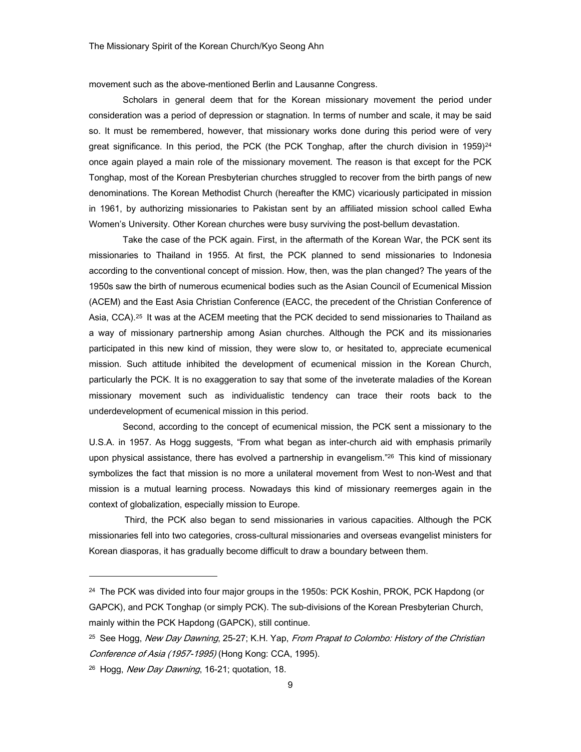movement such as the above-mentioned Berlin and Lausanne Congress.

Scholars in general deem that for the Korean missionary movement the period under consideration was a period of depression or stagnation. In terms of number and scale, it may be said so. It must be remembered, however, that missionary works done during this period were of very great significance. In this period, the PCK (the PCK Tonghap, after the church division in 1959)[24] once again played a main role of the missionary movement. The reason is that except for the PCK Tonghap, most of the Korean Presbyterian churches struggled to recover from the birth pangs of new denominations. The Korean Methodist Church (hereafter the KMC) vicariously participated in mission in 1961, by authorizing missionaries to Pakistan sent by an affiliated mission school called Ewha Women's University. Other Korean churches were busy surviving the post-bellum devastation.

Take the case of the PCK again. First, in the aftermath of the Korean War, the PCK sent its missionaries to Thailand in 1955. At first, the PCK planned to send missionaries to Indonesia according to the conventional concept of mission. How, then, was the plan changed? The years of the 1950s saw the birth of numerous ecumenical bodies such as the Asian Council of Ecumenical Mission (ACEM) and the East Asia Christian Conference (EACC, the precedent of the Christian Conference of Asia, CCA).[25] It was at the ACEM meeting that the PCK decided to send missionaries to Thailand as a way of missionary partnership among Asian churches. Although the PCK and its missionaries participated in this new kind of mission, they were slow to, or hesitated to, appreciate ecumenical mission. Such attitude inhibited the development of ecumenical mission in the Korean Church, particularly the PCK. It is no exaggeration to say that some of the inveterate maladies of the Korean missionary movement such as individualistic tendency can trace their roots back to the underdevelopment of ecumenical mission in this period.

Second, according to the concept of ecumenical mission, the PCK sent a missionary to the U.S.A. in 1957. As Hogg suggests, "From what began as inter-church aid with emphasis primarily upon physical assistance, there has evolved a partnership in evangelism."[26] This kind of missionary symbolizes the fact that mission is no more a unilateral movement from West to non-West and that mission is a mutual learning process. Nowadays this kind of missionary reemerges again in the context of globalization, especially mission to Europe.

Third, the PCK also began to send missionaries in various capacities. Although the PCK missionaries fell into two categories, cross-cultural missionaries and overseas evangelist ministers for Korean diasporas, it has gradually become difficult to draw a boundary between them.

---

[24] The PCK was divided into four major groups in the 1950s: PCK Koshin, PROK, PCK Hapdong (or GAPCK), and PCK Tonghap (or simply PCK). The sub-divisions of the Korean Presbyterian Church, mainly within the PCK Hapdong (GAPCK), still continue.

[25] See Hogg, *New Day Dawning*, 25-27; K.H. Yap, *From Prapat to Colombo: History of the Christian Conference of Asia (1957-1995)* (Hong Kong: CCA, 1995).

[26] Hogg, *New Day Dawning*, 16-21; quotation, 18.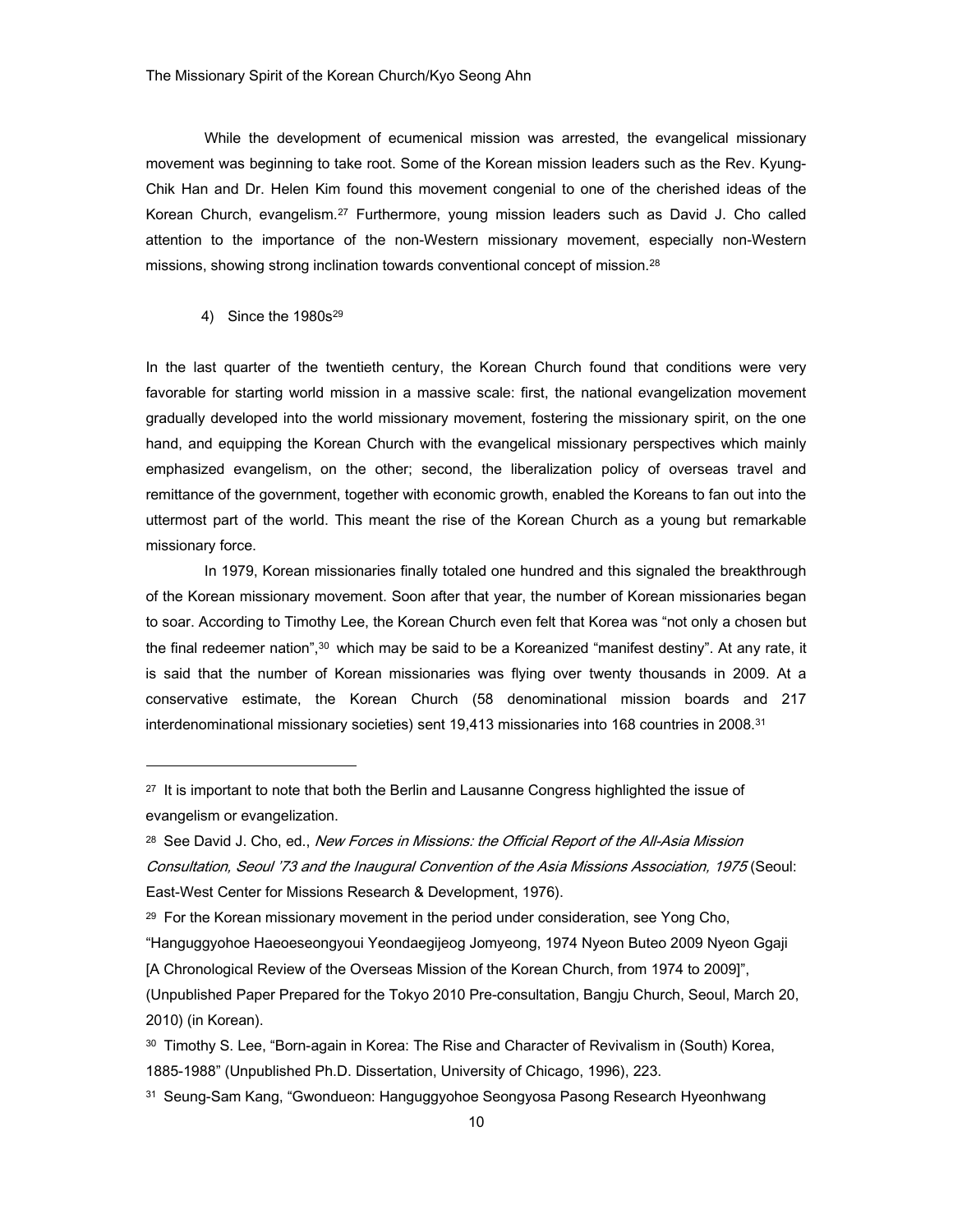While the development of ecumenical mission was arrested, the evangelical missionary movement was beginning to take root. Some of the Korean mission leaders such as the Rev. Kyung-Chik Han and Dr. Helen Kim found this movement congenial to one of the cherished ideas of the Korean Church, evangelism.[27] Furthermore, young mission leaders such as David J. Cho called attention to the importance of the non-Western missionary movement, especially non-Western missions, showing strong inclination towards conventional concept of mission.[28]

4) Since the 1980s[29]

In the last quarter of the twentieth century, the Korean Church found that conditions were very favorable for starting world mission in a massive scale: first, the national evangelization movement gradually developed into the world missionary movement, fostering the missionary spirit, on the one hand, and equipping the Korean Church with the evangelical missionary perspectives which mainly emphasized evangelism, on the other; second, the liberalization policy of overseas travel and remittance of the government, together with economic growth, enabled the Koreans to fan out into the uttermost part of the world. This meant the rise of the Korean Church as a young but remarkable missionary force.

In 1979, Korean missionaries finally totaled one hundred and this signaled the breakthrough of the Korean missionary movement. Soon after that year, the number of Korean missionaries began to soar. According to Timothy Lee, the Korean Church even felt that Korea was "not only a chosen but the final redeemer nation",[30] which may be said to be a Koreanized "manifest destiny". At any rate, it is said that the number of Korean missionaries was flying over twenty thousands in 2009. At a conservative estimate, the Korean Church (58 denominational mission boards and 217 interdenominational missionary societies) sent 19,413 missionaries into 168 countries in 2008.[31]

---

[27] It is important to note that both the Berlin and Lausanne Congress highlighted the issue of evangelism or evangelization.

[28] See David J. Cho, ed., *New Forces in Missions: the Official Report of the All-Asia Mission Consultation, Seoul '73 and the Inaugural Convention of the Asia Missions Association, 1975* (Seoul: East-West Center for Missions Research & Development, 1976).

[29] For the Korean missionary movement in the period under consideration, see Yong Cho, "Hanguggyohoe Haeoeseongyoui Yeondaegijeog Jomyeong, 1974 Nyeon Buteo 2009 Nyeon Ggaji [A Chronological Review of the Overseas Mission of the Korean Church, from 1974 to 2009]", (Unpublished Paper Prepared for the Tokyo 2010 Pre-consultation, Bangju Church, Seoul, March 20, 2010) (in Korean).

[30] Timothy S. Lee, "Born-again in Korea: The Rise and Character of Revivalism in (South) Korea, 1885-1988" (Unpublished Ph.D. Dissertation, University of Chicago, 1996), 223.

[31] Seung-Sam Kang, "Gwondueon: Hanguggyohoe Seongyosa Pasong Research Hyeonhwang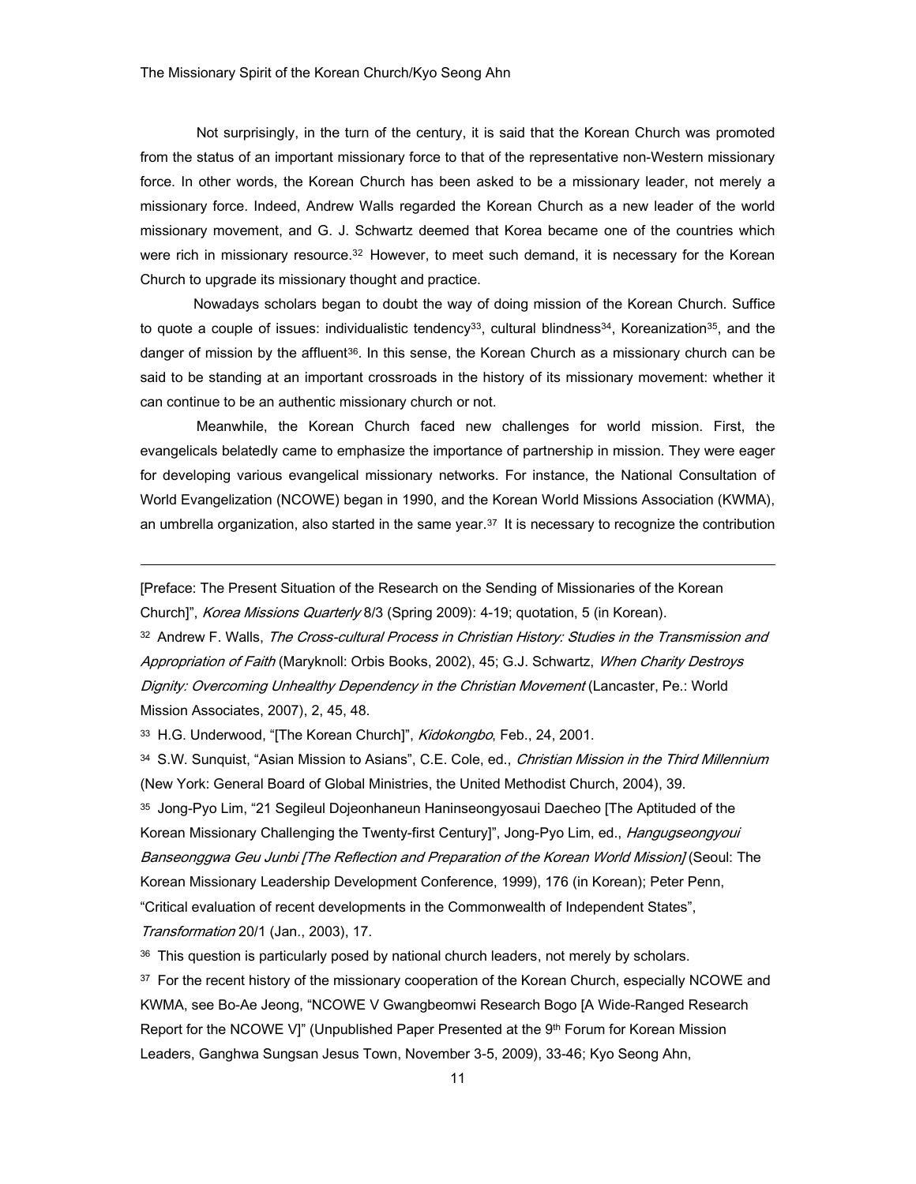Not surprisingly, in the turn of the century, it is said that the Korean Church was promoted from the status of an important missionary force to that of the representative non-Western missionary force. In other words, the Korean Church has been asked to be a missionary leader, not merely a missionary force. Indeed, Andrew Walls regarded the Korean Church as a new leader of the world missionary movement, and G. J. Schwartz deemed that Korea became one of the countries which were rich in missionary resource.[32] However, to meet such demand, it is necessary for the Korean Church to upgrade its missionary thought and practice.

Nowadays scholars began to doubt the way of doing mission of the Korean Church. Suffice to quote a couple of issues: individualistic tendency[33], cultural blindness[34], Koreanization[35], and the danger of mission by the affluent[36]. In this sense, the Korean Church as a missionary church can be said to be standing at an important crossroads in the history of its missionary movement: whether it can continue to be an authentic missionary church or not.

Meanwhile, the Korean Church faced new challenges for world mission. First, the evangelicals belatedly came to emphasize the importance of partnership in mission. They were eager for developing various evangelical missionary networks. For instance, the National Consultation of World Evangelization (NCOWE) began in 1990, and the Korean World Missions Association (KWMA), an umbrella organization, also started in the same year.[37] It is necessary to recognize the contribution

---

[Preface: The Present Situation of the Research on the Sending of Missionaries of the Korean Church]", *Korea Missions Quarterly* 8/3 (Spring 2009): 4-19; quotation, 5 (in Korean).

[32] Andrew F. Walls, *The Cross-cultural Process in Christian History: Studies in the Transmission and Appropriation of Faith* (Maryknoll: Orbis Books, 2002), 45; G.J. Schwartz, *When Charity Destroys Dignity: Overcoming Unhealthy Dependency in the Christian Movement* (Lancaster, Pe.: World Mission Associates, 2007), 2, 45, 48.

[33] H.G. Underwood, "[The Korean Church]", *Kidokongbo*, Feb., 24, 2001.

[34] S.W. Sunquist, "Asian Mission to Asians", C.E. Cole, ed., *Christian Mission in the Third Millennium* (New York: General Board of Global Ministries, the United Methodist Church, 2004), 39.

[35] Jong-Pyo Lim, "21 Segileul Dojeonhaneun Haninseongyosaui Daecheo [The Aptituded of the Korean Missionary Challenging the Twenty-first Century]", Jong-Pyo Lim, ed., *Hangugseongyoui Banseonggwa Geu Junbi [The Reflection and Preparation of the Korean World Mission]* (Seoul: The Korean Missionary Leadership Development Conference, 1999), 176 (in Korean); Peter Penn, "Critical evaluation of recent developments in the Commonwealth of Independent States", *Transformation* 20/1 (Jan., 2003), 17.

[36] This question is particularly posed by national church leaders, not merely by scholars.

[37] For the recent history of the missionary cooperation of the Korean Church, especially NCOWE and KWMA, see Bo-Ae Jeong, "NCOWE V Gwangbeomwi Research Bogo [A Wide-Ranged Research Report for the NCOWE V]" (Unpublished Paper Presented at the 9th Forum for Korean Mission Leaders, Ganghwa Sungsan Jesus Town, November 3-5, 2009), 33-46; Kyo Seong Ahn,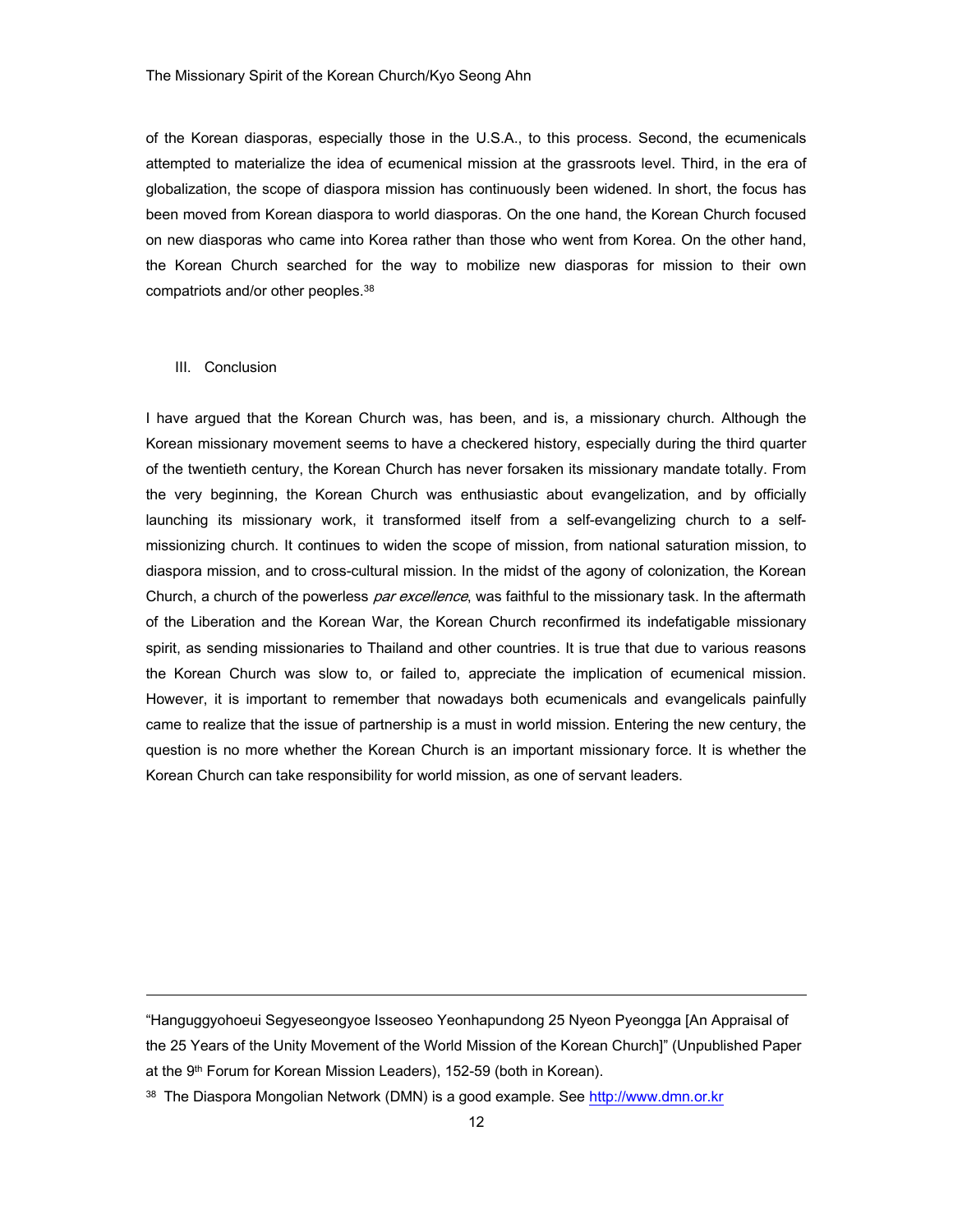of the Korean diasporas, especially those in the U.S.A., to this process. Second, the ecumenicals attempted to materialize the idea of ecumenical mission at the grassroots level. Third, in the era of globalization, the scope of diaspora mission has continuously been widened. In short, the focus has been moved from Korean diaspora to world diasporas. On the one hand, the Korean Church focused on new diasporas who came into Korea rather than those who went from Korea. On the other hand, the Korean Church searched for the way to mobilize new diasporas for mission to their own compatriots and/or other peoples.[38]

## III. Conclusion

I have argued that the Korean Church was, has been, and is, a missionary church. Although the Korean missionary movement seems to have a checkered history, especially during the third quarter of the twentieth century, the Korean Church has never forsaken its missionary mandate totally. From the very beginning, the Korean Church was enthusiastic about evangelization, and by officially launching its missionary work, it transformed itself from a self-evangelizing church to a self-missionizing church. It continues to widen the scope of mission, from national saturation mission, to diaspora mission, and to cross-cultural mission. In the midst of the agony of colonization, the Korean Church, a church of the powerless *par excellence*, was faithful to the missionary task. In the aftermath of the Liberation and the Korean War, the Korean Church reconfirmed its indefatigable missionary spirit, as sending missionaries to Thailand and other countries. It is true that due to various reasons the Korean Church was slow to, or failed to, appreciate the implication of ecumenical mission. However, it is important to remember that nowadays both ecumenicals and evangelicals painfully came to realize that the issue of partnership is a must in world mission. Entering the new century, the question is no more whether the Korean Church is an important missionary force. It is whether the Korean Church can take responsibility for world mission, as one of servant leaders.

---

"Hanguggyohoeui Segyeseongyoe Isseoseo Yeonhapundong 25 Nyeon Pyeongga [An Appraisal of the 25 Years of the Unity Movement of the World Mission of the Korean Church]" (Unpublished Paper at the 9th Forum for Korean Mission Leaders), 152-59 (both in Korean).

[38] The Diaspora Mongolian Network (DMN) is a good example. See http://www.dmn.or.kr